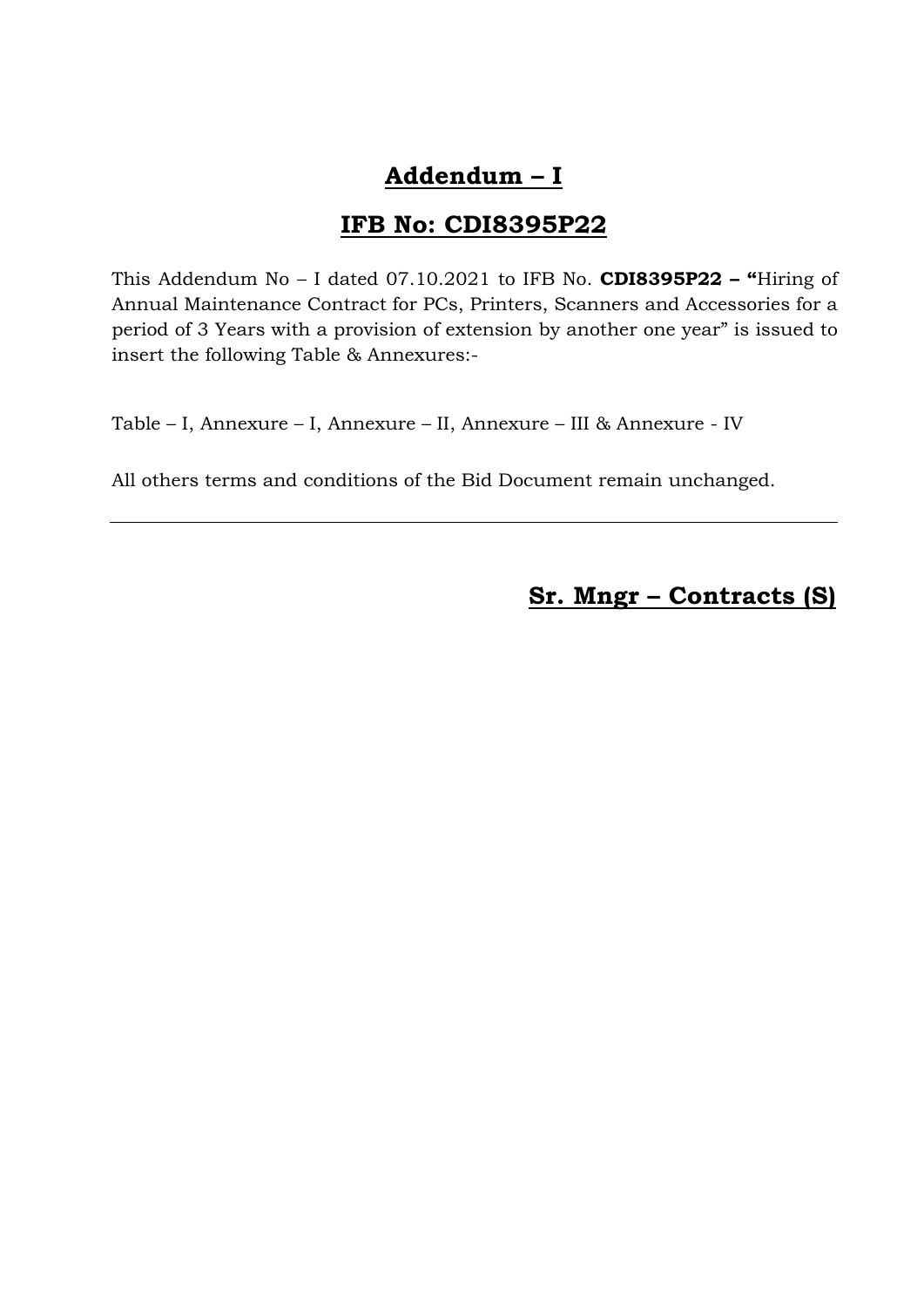# Addendum – I

## IFB No: CDI8395P22

This Addendum No – I dated 07.10.2021 to IFB No. **CDI8395P22 – "**Hiring of Annual Maintenance Contract for PCs, Printers, Scanners and Accessories for a period of 3 Years with a provision of extension by another one year" is issued to insert the following Table & Annexures:-

Table – I, Annexure – I, Annexure – II, Annexure – III & Annexure - IV

All others terms and conditions of the Bid Document remain unchanged.

---

**Sr. Mngr – Contracts (S)**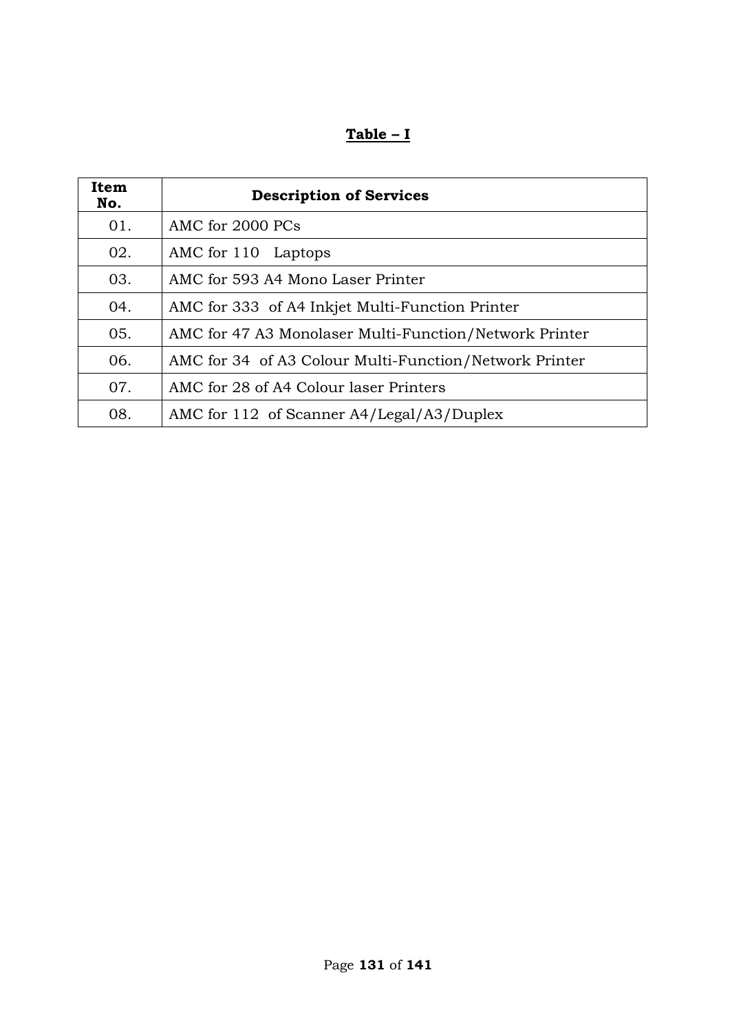**Table – I**

| Item No. | Description of Services |
|---|---|
| 01. | AMC for 2000 PCs |
| 02. | AMC for 110 Laptops |
| 03. | AMC for 593 A4 Mono Laser Printer |
| 04. | AMC for 333 of A4 Inkjet Multi-Function Printer |
| 05. | AMC for 47 A3 Monolaser Multi-Function/Network Printer |
| 06. | AMC for 34 of A3 Colour Multi-Function/Network Printer |
| 07. | AMC for 28 of A4 Colour laser Printers |
| 08. | AMC for 112 of Scanner A4/Legal/A3/Duplex |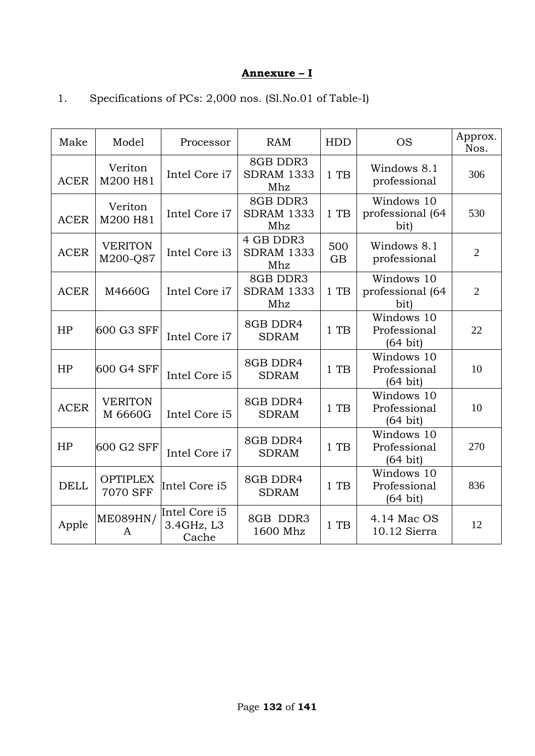**Annexure – I**

1. Specifications of PCs: 2,000 nos. (Sl.No.01 of Table-I)

| Make | Model | Processor | RAM | HDD | OS | Approx. Nos. |
|---|---|---|---|---|---|---|
| ACER | Veriton M200 H81 | Intel Core i7 | 8GB DDR3 SDRAM 1333 Mhz | 1 TB | Windows 8.1 professional | 306 |
| ACER | Veriton M200 H81 | Intel Core i7 | 8GB DDR3 SDRAM 1333 Mhz | 1 TB | Windows 10 professional (64 bit) | 530 |
| ACER | VERITON M200-Q87 | Intel Core i3 | 4 GB DDR3 SDRAM 1333 Mhz | 500 GB | Windows 8.1 professional | 2 |
| ACER | M4660G | Intel Core i7 | 8GB DDR3 SDRAM 1333 Mhz | 1 TB | Windows 10 professional (64 bit) | 2 |
| HP | 600 G3 SFF | Intel Core i7 | 8GB DDR4 SDRAM | 1 TB | Windows 10 Professional (64 bit) | 22 |
| HP | 600 G4 SFF | Intel Core i5 | 8GB DDR4 SDRAM | 1 TB | Windows 10 Professional (64 bit) | 10 |
| ACER | VERITON M 6660G | Intel Core i5 | 8GB DDR4 SDRAM | 1 TB | Windows 10 Professional (64 bit) | 10 |
| HP | 600 G2 SFF | Intel Core i7 | 8GB DDR4 SDRAM | 1 TB | Windows 10 Professional (64 bit) | 270 |
| DELL | OPTIPLEX 7070 SFF | Intel Core i5 | 8GB DDR4 SDRAM | 1 TB | Windows 10 Professional (64 bit) | 836 |
| Apple | ME089HN/A | Intel Core i5 3.4GHz, L3 Cache | 8GB DDR3 1600 Mhz | 1 TB | 4.14 Mac OS 10.12 Sierra | 12 |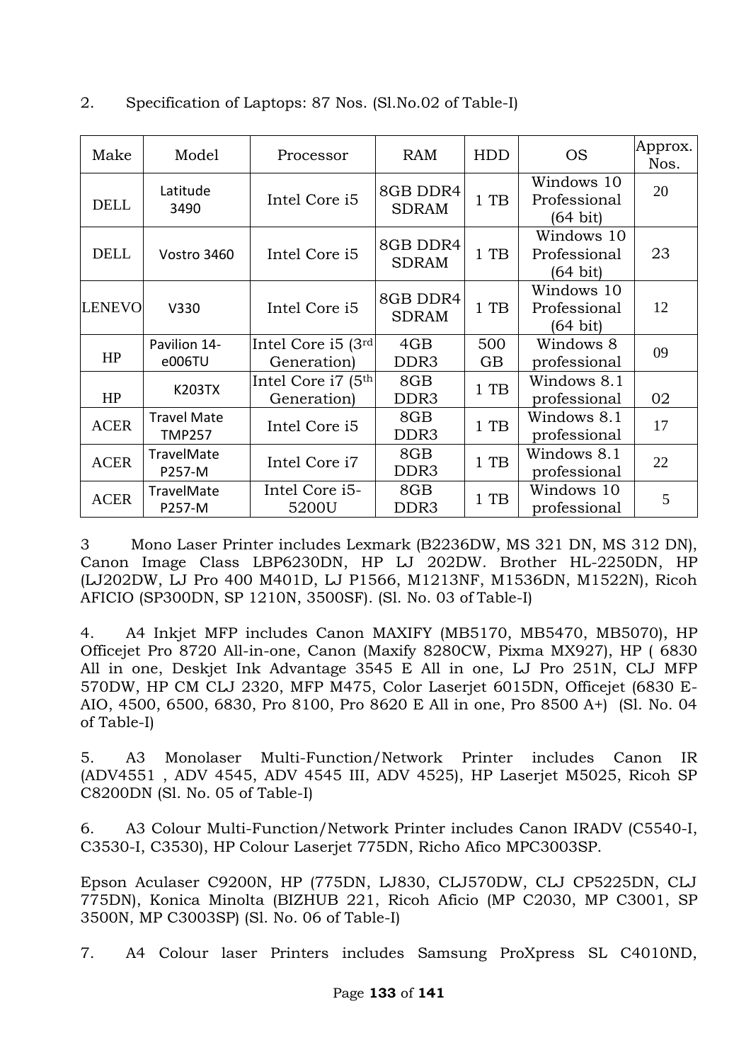2. Specification of Laptops: 87 Nos. (Sl.No.02 of Table-I)

| Make | Model | Processor | RAM | HDD | OS | Approx. Nos. |
|---|---|---|---|---|---|---|
| DELL | Latitude 3490 | Intel Core i5 | 8GB DDR4 SDRAM | 1 TB | Windows 10 Professional (64 bit) | 20 |
| DELL | Vostro 3460 | Intel Core i5 | 8GB DDR4 SDRAM | 1 TB | Windows 10 Professional (64 bit) | 23 |
| LENEVO | V330 | Intel Core i5 | 8GB DDR4 SDRAM | 1 TB | Windows 10 Professional (64 bit) | 12 |
| HP | Pavilion 14-e006TU | Intel Core i5 (3rd Generation) | 4GB DDR3 | 500 GB | Windows 8 professional | 09 |
| HP | K203TX | Intel Core i7 (5th Generation) | 8GB DDR3 | 1 TB | Windows 8.1 professional | 02 |
| ACER | Travel Mate TMP257 | Intel Core i5 | 8GB DDR3 | 1 TB | Windows 8.1 professional | 17 |
| ACER | TravelMate P257-M | Intel Core i7 | 8GB DDR3 | 1 TB | Windows 8.1 professional | 22 |
| ACER | TravelMate P257-M | Intel Core i5-5200U | 8GB DDR3 | 1 TB | Windows 10 professional | 5 |

3 Mono Laser Printer includes Lexmark (B2236DW, MS 321 DN, MS 312 DN), Canon Image Class LBP6230DN, HP LJ 202DW. Brother HL-2250DN, HP (LJ202DW, LJ Pro 400 M401D, LJ P1566, M1213NF, M1536DN, M1522N), Ricoh AFICIO (SP300DN, SP 1210N, 3500SF). (Sl. No. 03 of Table-I)

4. A4 Inkjet MFP includes Canon MAXIFY (MB5170, MB5470, MB5070), HP Officejet Pro 8720 All-in-one, Canon (Maxify 8280CW, Pixma MX927), HP ( 6830 All in one, Deskjet Ink Advantage 3545 E All in one, LJ Pro 251N, CLJ MFP 570DW, HP CM CLJ 2320, MFP M475, Color Laserjet 6015DN, Officejet (6830 E-AIO, 4500, 6500, 6830, Pro 8100, Pro 8620 E All in one, Pro 8500 A+) (Sl. No. 04 of Table-I)

5. A3 Monolaser Multi-Function/Network Printer includes Canon IR (ADV4551 , ADV 4545, ADV 4545 III, ADV 4525), HP Laserjet M5025, Ricoh SP C8200DN (Sl. No. 05 of Table-I)

6. A3 Colour Multi-Function/Network Printer includes Canon IRADV (C5540-I, C3530-I, C3530), HP Colour Laserjet 775DN, Richo Afico MPC3003SP.

Epson Aculaser C9200N, HP (775DN, LJ830, CLJ570DW, CLJ CP5225DN, CLJ 775DN), Konica Minolta (BIZHUB 221, Ricoh Aficio (MP C2030, MP C3001, SP 3500N, MP C3003SP) (Sl. No. 06 of Table-I)

7. A4 Colour laser Printers includes Samsung ProXpress SL C4010ND,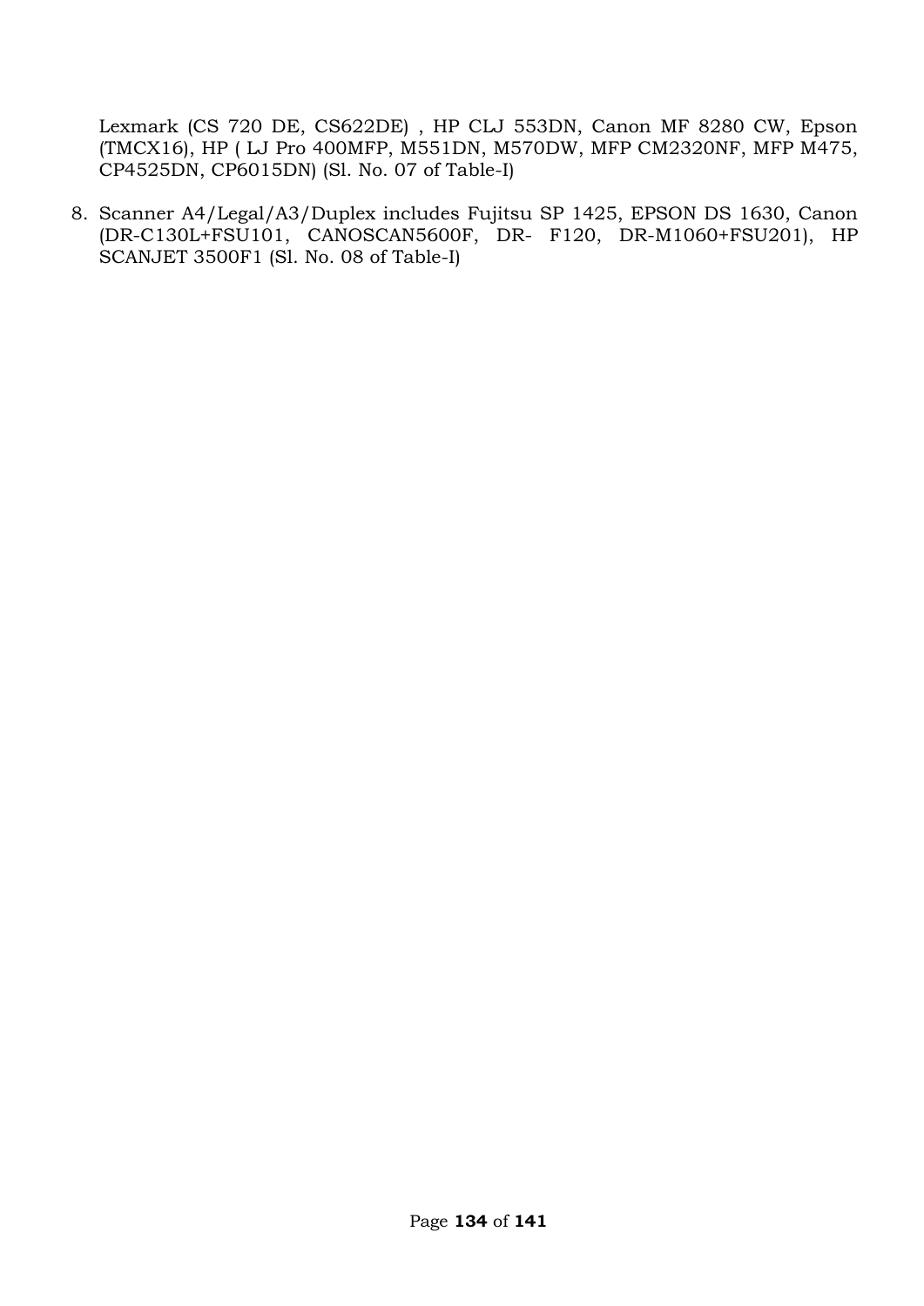Lexmark (CS 720 DE, CS622DE) , HP CLJ 553DN, Canon MF 8280 CW, Epson (TMCX16), HP ( LJ Pro 400MFP, M551DN, M570DW, MFP CM2320NF, MFP M475, CP4525DN, CP6015DN) (Sl. No. 07 of Table-I)

8. Scanner A4/Legal/A3/Duplex includes Fujitsu SP 1425, EPSON DS 1630, Canon (DR-C130L+FSU101, CANOSCAN5600F, DR- F120, DR-M1060+FSU201), HP SCANJET 3500F1 (Sl. No. 08 of Table-I)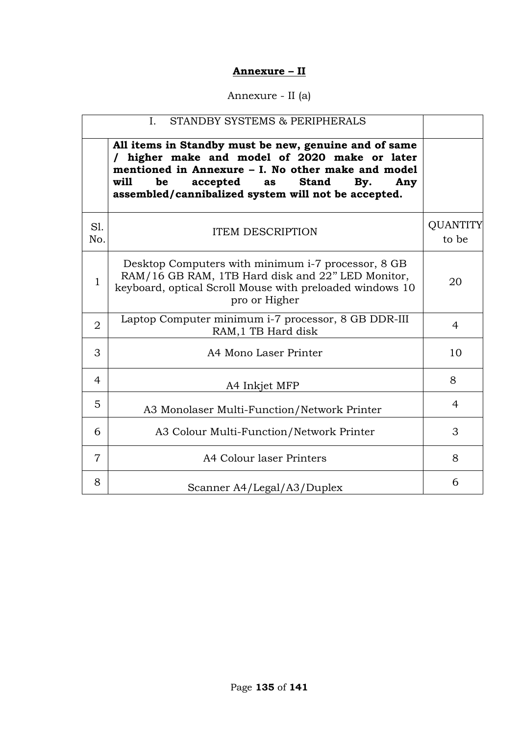## Annexure – II

Annexure - II (a)

| | I. STANDBY SYSTEMS & PERIPHERALS | |
|---|---|---|
| | **All items in Standby must be new, genuine and of same / higher make and model of 2020 make or later mentioned in Annexure – I. No other make and model will be accepted as Stand By. Any assembled/cannibalized system will not be accepted.** | |
| Sl. No. | ITEM DESCRIPTION | QUANTITY to be |
| 1 | Desktop Computers with minimum i-7 processor, 8 GB RAM/16 GB RAM, 1TB Hard disk and 22" LED Monitor, keyboard, optical Scroll Mouse with preloaded windows 10 pro or Higher | 20 |
| 2 | Laptop Computer minimum i-7 processor, 8 GB DDR-III RAM,1 TB Hard disk | 4 |
| 3 | A4 Mono Laser Printer | 10 |
| 4 | A4 Inkjet MFP | 8 |
| 5 | A3 Monolaser Multi-Function/Network Printer | 4 |
| 6 | A3 Colour Multi-Function/Network Printer | 3 |
| 7 | A4 Colour laser Printers | 8 |
| 8 | Scanner A4/Legal/A3/Duplex | 6 |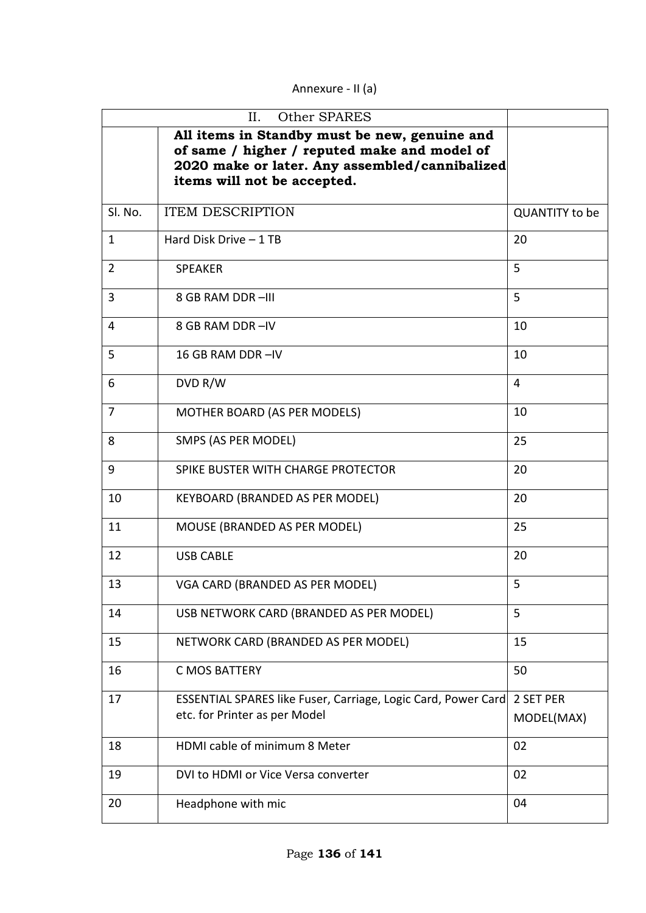Annexure - II (a)

| II. Other SPARES | | |
|---|---|---|
| | **All items in Standby must be new, genuine and of same / higher / reputed make and model of 2020 make or later. Any assembled/cannibalized items will not be accepted.** | |
| Sl. No. | ITEM DESCRIPTION | QUANTITY to be |
| 1 | Hard Disk Drive – 1 TB | 20 |
| 2 | SPEAKER | 5 |
| 3 | 8 GB RAM DDR –III | 5 |
| 4 | 8 GB RAM DDR –IV | 10 |
| 5 | 16 GB RAM DDR –IV | 10 |
| 6 | DVD R/W | 4 |
| 7 | MOTHER BOARD (AS PER MODELS) | 10 |
| 8 | SMPS (AS PER MODEL) | 25 |
| 9 | SPIKE BUSTER WITH CHARGE PROTECTOR | 20 |
| 10 | KEYBOARD (BRANDED AS PER MODEL) | 20 |
| 11 | MOUSE (BRANDED AS PER MODEL) | 25 |
| 12 | USB CABLE | 20 |
| 13 | VGA CARD (BRANDED AS PER MODEL) | 5 |
| 14 | USB NETWORK CARD (BRANDED AS PER MODEL) | 5 |
| 15 | NETWORK CARD (BRANDED AS PER MODEL) | 15 |
| 16 | C MOS BATTERY | 50 |
| 17 | ESSENTIAL SPARES like Fuser, Carriage, Logic Card, Power Card etc. for Printer as per Model | 2 SET PER MODEL(MAX) |
| 18 | HDMI cable of minimum 8 Meter | 02 |
| 19 | DVI to HDMI or Vice Versa converter | 02 |
| 20 | Headphone with mic | 04 |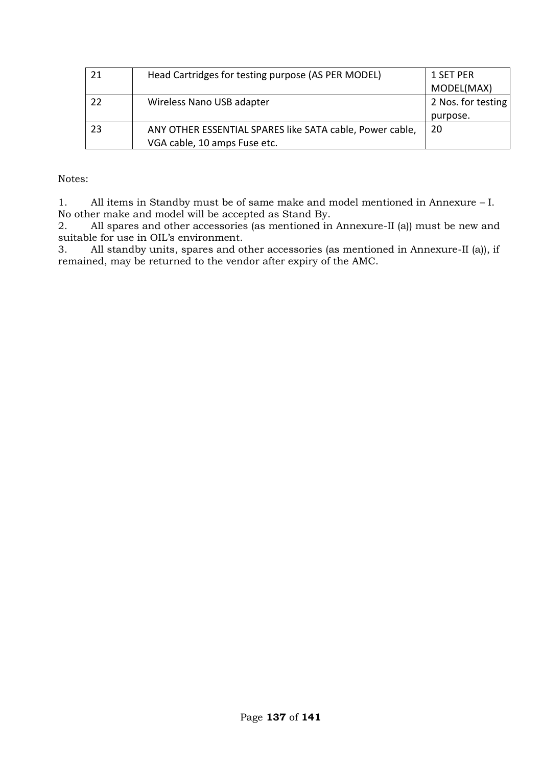| 21 | Head Cartridges for testing purpose (AS PER MODEL) | 1 SET PER MODEL(MAX) |
|---|---|---|
| 22 | Wireless Nano USB adapter | 2 Nos. for testing purpose. |
| 23 | ANY OTHER ESSENTIAL SPARES like SATA cable, Power cable, VGA cable, 10 amps Fuse etc. | 20 |

Notes:

1. All items in Standby must be of same make and model mentioned in Annexure – I. No other make and model will be accepted as Stand By.
2. All spares and other accessories (as mentioned in Annexure-II (a)) must be new and suitable for use in OIL's environment.
3. All standby units, spares and other accessories (as mentioned in Annexure-II (a)), if remained, may be returned to the vendor after expiry of the AMC.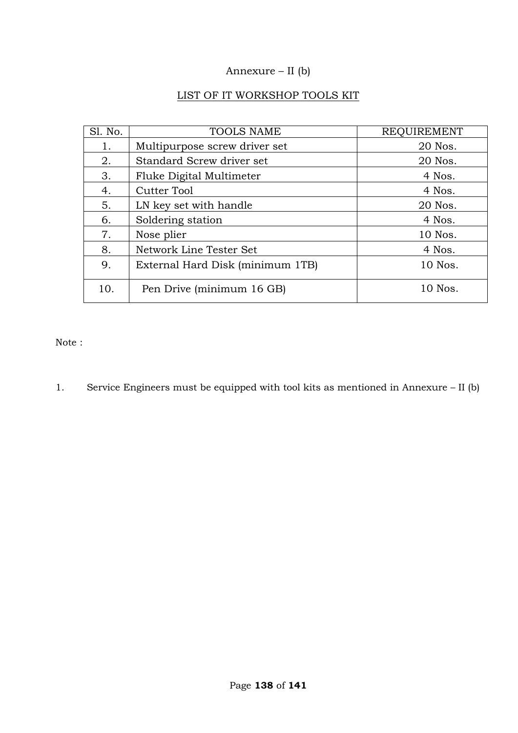Annexure – II (b)

## LIST OF IT WORKSHOP TOOLS KIT

| Sl. No. | TOOLS NAME | REQUIREMENT |
|---|---|---|
| 1. | Multipurpose screw driver set | 20 Nos. |
| 2. | Standard Screw driver set | 20 Nos. |
| 3. | Fluke Digital Multimeter | 4 Nos. |
| 4. | Cutter Tool | 4 Nos. |
| 5. | LN key set with handle | 20 Nos. |
| 6. | Soldering station | 4 Nos. |
| 7. | Nose plier | 10 Nos. |
| 8. | Network Line Tester Set | 4 Nos. |
| 9. | External Hard Disk (minimum 1TB) | 10 Nos. |
| 10. | Pen Drive (minimum 16 GB) | 10 Nos. |

Note :

1. Service Engineers must be equipped with tool kits as mentioned in Annexure – II (b)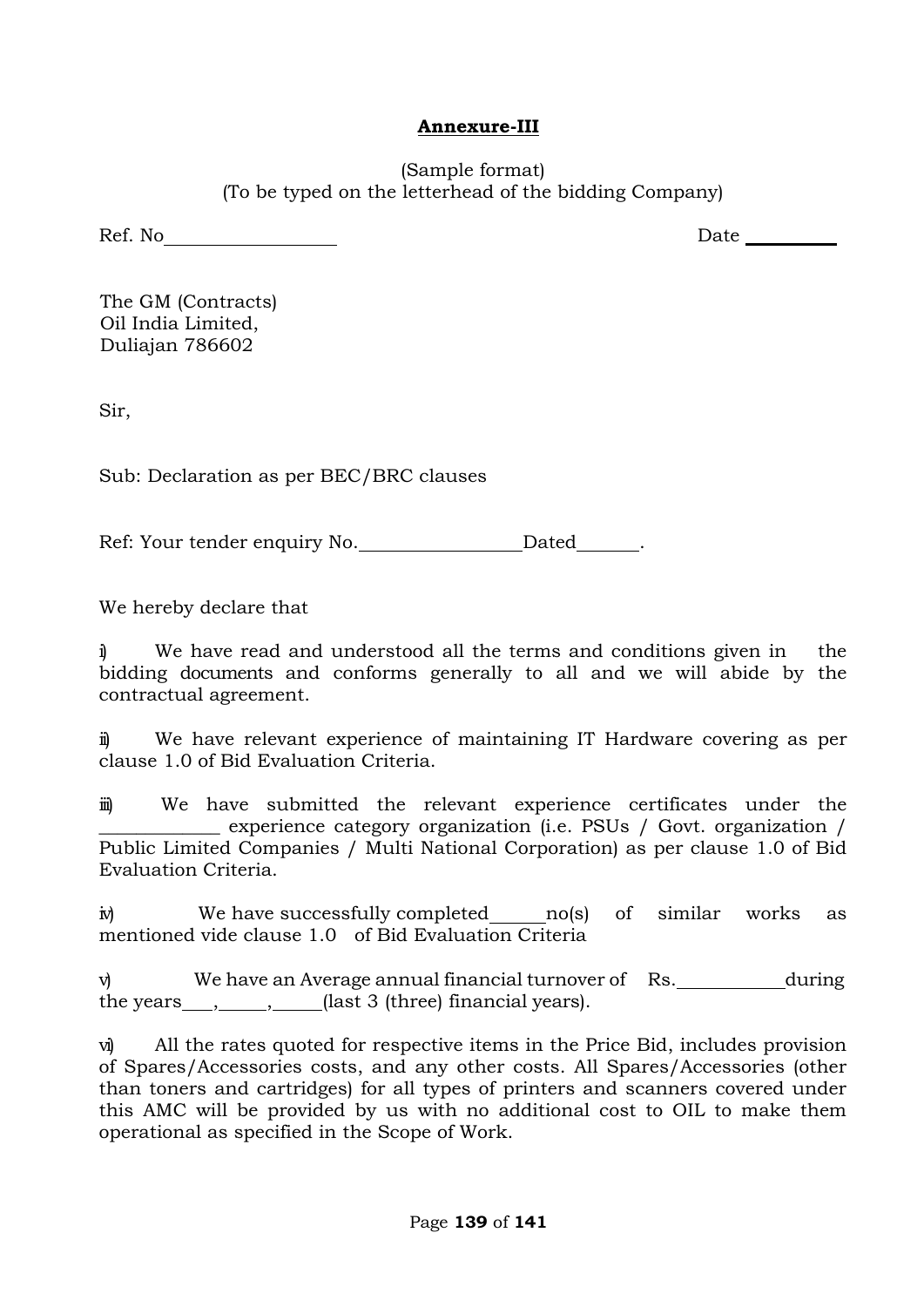**Annexure-III**

(Sample format)
(To be typed on the letterhead of the bidding Company)

Ref. No__________________ Date __________

The GM (Contracts)
Oil India Limited,
Duliajan 786602

Sir,

Sub: Declaration as per BEC/BRC clauses

Ref: Your tender enquiry No._________________Dated_______.

We hereby declare that

i) We have read and understood all the terms and conditions given in the bidding documents and conforms generally to all and we will abide by the contractual agreement.

ii) We have relevant experience of maintaining IT Hardware covering as per clause 1.0 of Bid Evaluation Criteria.

iii) We have submitted the relevant experience certificates under the _____________ experience category organization (i.e. PSUs / Govt. organization / Public Limited Companies / Multi National Corporation) as per clause 1.0 of Bid Evaluation Criteria.

iv) We have successfully completed______no(s) of similar works as mentioned vide clause 1.0 of Bid Evaluation Criteria

v) We have an Average annual financial turnover of Rs.___________during the years___,_____,_____(last 3 (three) financial years).

vi) All the rates quoted for respective items in the Price Bid, includes provision of Spares/Accessories costs, and any other costs. All Spares/Accessories (other than toners and cartridges) for all types of printers and scanners covered under this AMC will be provided by us with no additional cost to OIL to make them operational as specified in the Scope of Work.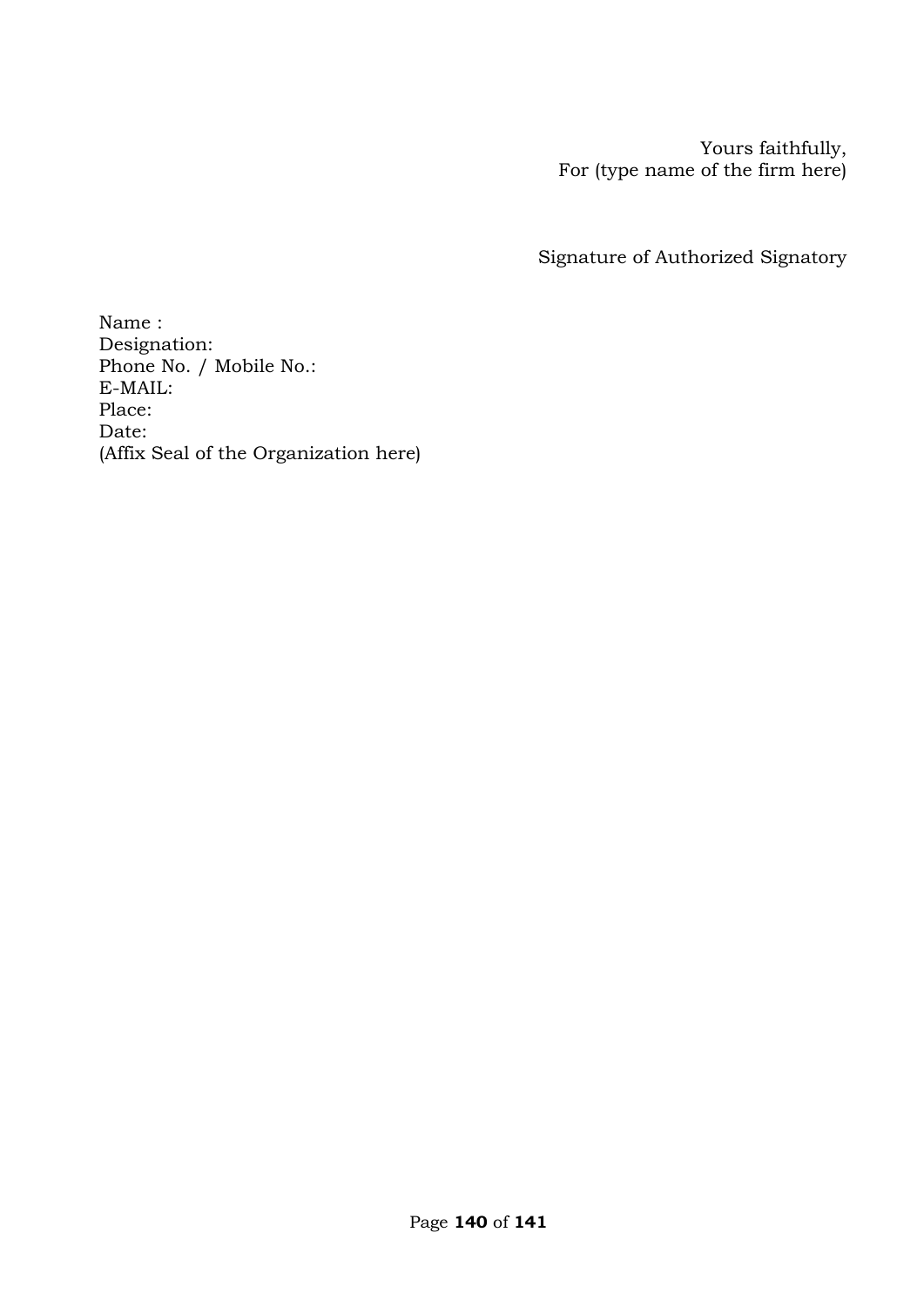Yours faithfully,
For (type name of the firm here)

Signature of Authorized Signatory

Name :
Designation:
Phone No. / Mobile No.:
E-MAIL:
Place:
Date:
(Affix Seal of the Organization here)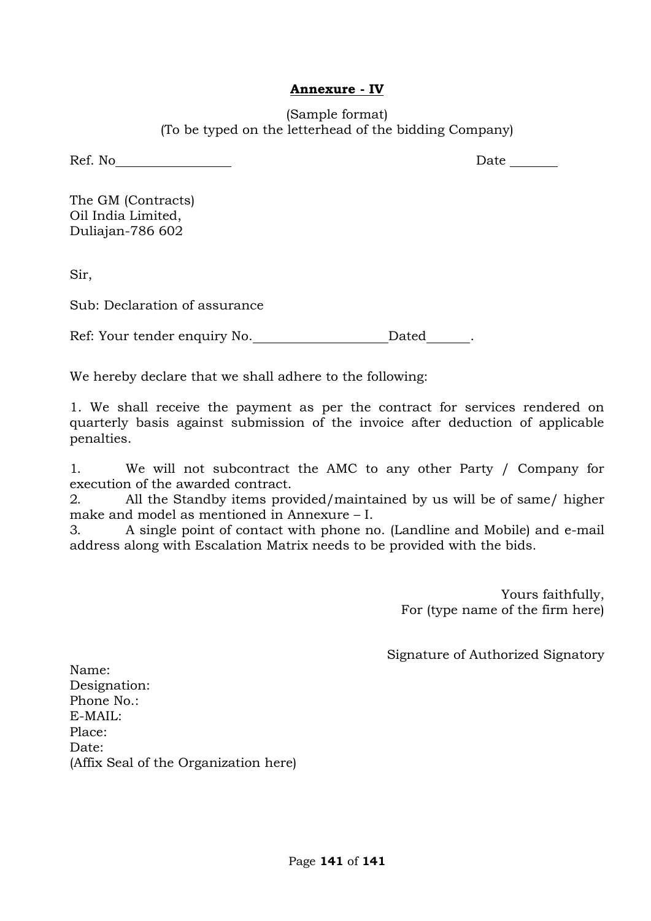**Annexure - IV**

(Sample format)
(To be typed on the letterhead of the bidding Company)

Ref. No__________________ Date _______

The GM (Contracts)
Oil India Limited,
Duliajan-786 602

Sir,

Sub: Declaration of assurance

Ref: Your tender enquiry No.____________________Dated______.

We hereby declare that we shall adhere to the following:

1. We shall receive the payment as per the contract for services rendered on quarterly basis against submission of the invoice after deduction of applicable penalties.

1. We will not subcontract the AMC to any other Party / Company for execution of the awarded contract.
2. All the Standby items provided/maintained by us will be of same/ higher make and model as mentioned in Annexure – I.
3. A single point of contact with phone no. (Landline and Mobile) and e-mail address along with Escalation Matrix needs to be provided with the bids.

Yours faithfully,
For (type name of the firm here)

Signature of Authorized Signatory

Name:
Designation:
Phone No.:
E-MAIL:
Place:
Date:
(Affix Seal of the Organization here)